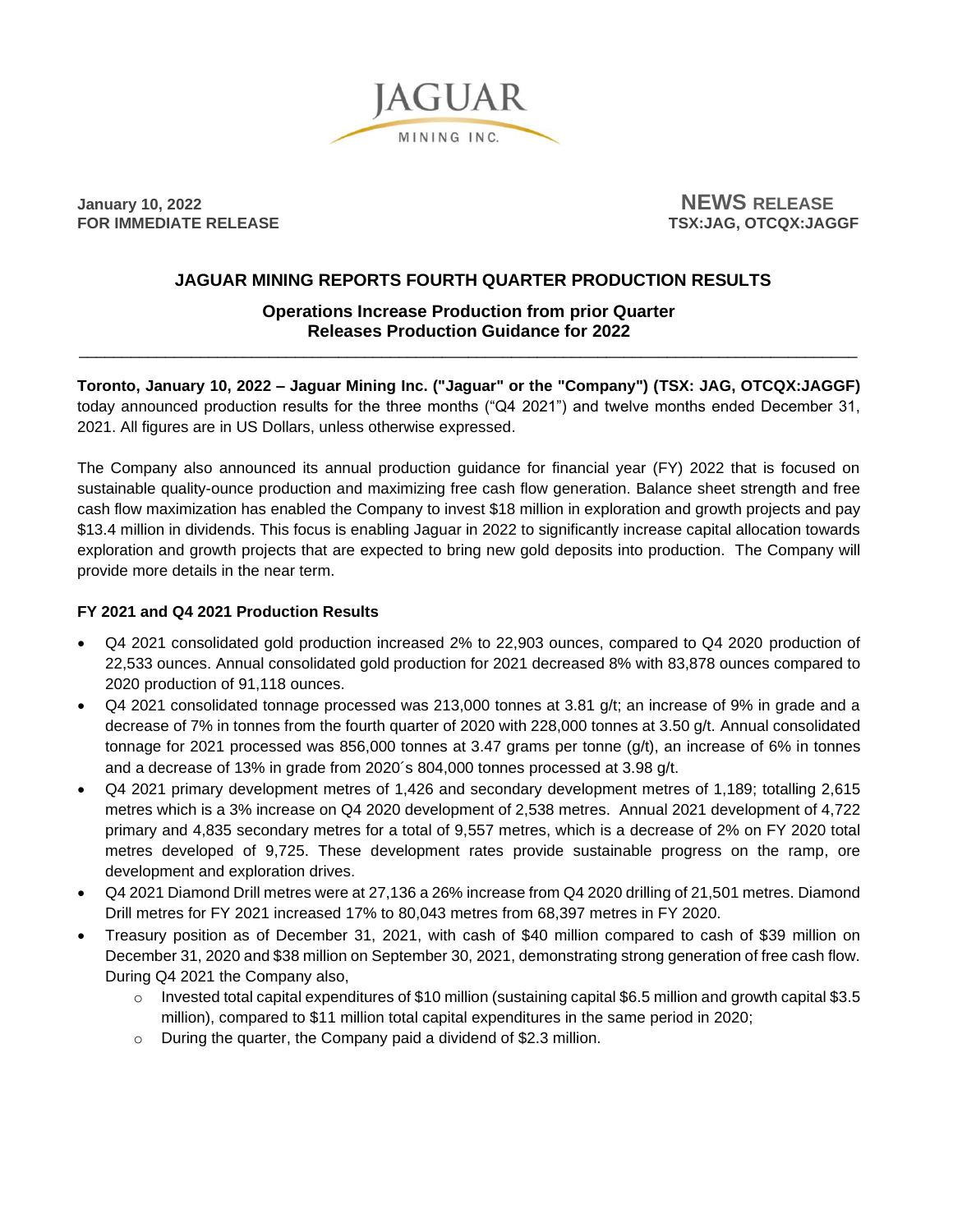JAGUAR MINING INC.

**January 10, 2022**
**FOR IMMEDIATE RELEASE**

**NEWS RELEASE**
**TSX:JAG, OTCQX:JAGGF**

# JAGUAR MINING REPORTS FOURTH QUARTER PRODUCTION RESULTS

## Operations Increase Production from prior Quarter
## Releases Production Guidance for 2022

---

**Toronto, January 10, 2022 – Jaguar Mining Inc. ("Jaguar" or the "Company") (TSX: JAG, OTCQX:JAGGF)** today announced production results for the three months ("Q4 2021") and twelve months ended December 31, 2021. All figures are in US Dollars, unless otherwise expressed.

The Company also announced its annual production guidance for financial year (FY) 2022 that is focused on sustainable quality-ounce production and maximizing free cash flow generation. Balance sheet strength and free cash flow maximization has enabled the Company to invest $18 million in exploration and growth projects and pay $13.4 million in dividends. This focus is enabling Jaguar in 2022 to significantly increase capital allocation towards exploration and growth projects that are expected to bring new gold deposits into production. The Company will provide more details in the near term.

### FY 2021 and Q4 2021 Production Results

- Q4 2021 consolidated gold production increased 2% to 22,903 ounces, compared to Q4 2020 production of 22,533 ounces. Annual consolidated gold production for 2021 decreased 8% with 83,878 ounces compared to 2020 production of 91,118 ounces.
- Q4 2021 consolidated tonnage processed was 213,000 tonnes at 3.81 g/t; an increase of 9% in grade and a decrease of 7% in tonnes from the fourth quarter of 2020 with 228,000 tonnes at 3.50 g/t. Annual consolidated tonnage for 2021 processed was 856,000 tonnes at 3.47 grams per tonne (g/t), an increase of 6% in tonnes and a decrease of 13% in grade from 2020´s 804,000 tonnes processed at 3.98 g/t.
- Q4 2021 primary development metres of 1,426 and secondary development metres of 1,189; totalling 2,615 metres which is a 3% increase on Q4 2020 development of 2,538 metres. Annual 2021 development of 4,722 primary and 4,835 secondary metres for a total of 9,557 metres, which is a decrease of 2% on FY 2020 total metres developed of 9,725. These development rates provide sustainable progress on the ramp, ore development and exploration drives.
- Q4 2021 Diamond Drill metres were at 27,136 a 26% increase from Q4 2020 drilling of 21,501 metres. Diamond Drill metres for FY 2021 increased 17% to 80,043 metres from 68,397 metres in FY 2020.
- Treasury position as of December 31, 2021, with cash of $40 million compared to cash of $39 million on December 31, 2020 and $38 million on September 30, 2021, demonstrating strong generation of free cash flow. During Q4 2021 the Company also,
  - Invested total capital expenditures of $10 million (sustaining capital $6.5 million and growth capital $3.5 million), compared to $11 million total capital expenditures in the same period in 2020;
  - During the quarter, the Company paid a dividend of $2.3 million.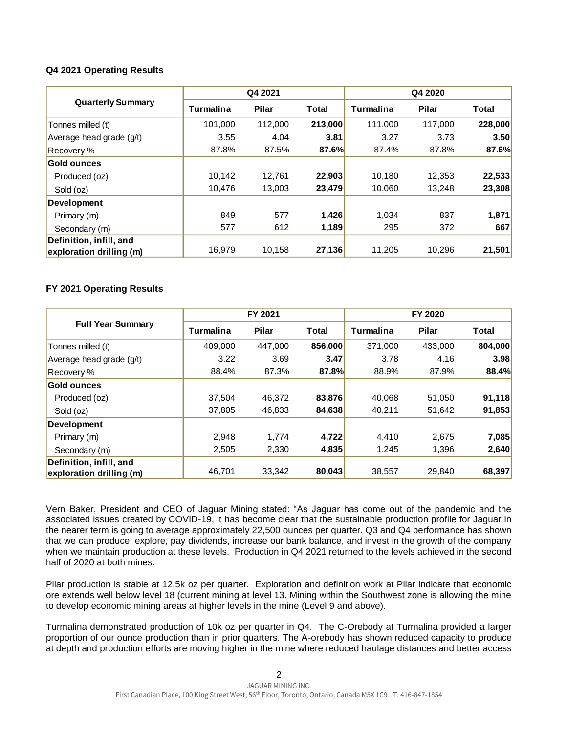**Q4 2021 Operating Results**

| Quarterly Summary | Q4 2021 | | | Q4 2020 | | |
|---|---|---|---|---|---|---|
| | Turmalina | Pilar | Total | Turmalina | Pilar | Total |
| Tonnes milled (t) | 101,000 | 112,000 | **213,000** | 111,000 | 117,000 | **228,000** |
| Average head grade (g/t) | 3.55 | 4.04 | **3.81** | 3.27 | 3.73 | **3.50** |
| Recovery % | 87.8% | 87.5% | **87.6%** | 87.4% | 87.8% | **87.6%** |
| **Gold ounces** | | | | | | |
| Produced (oz) | 10,142 | 12,761 | **22,903** | 10,180 | 12,353 | **22,533** |
| Sold (oz) | 10,476 | 13,003 | **23,479** | 10,060 | 13,248 | **23,308** |
| **Development** | | | | | | |
| Primary (m) | 849 | 577 | **1,426** | 1,034 | 837 | **1,871** |
| Secondary (m) | 577 | 612 | **1,189** | 295 | 372 | **667** |
| **Definition, infill, and exploration drilling (m)** | 16,979 | 10,158 | **27,136** | 11,205 | 10,296 | **21,501** |

**FY 2021 Operating Results**

| Full Year Summary | FY 2021 | | | FY 2020 | | |
|---|---|---|---|---|---|---|
| | Turmalina | Pilar | Total | Turmalina | Pilar | Total |
| Tonnes milled (t) | 409,000 | 447,000 | **856,000** | 371,000 | 433,000 | **804,000** |
| Average head grade (g/t) | 3.22 | 3.69 | **3.47** | 3.78 | 4.16 | **3.98** |
| Recovery % | 88.4% | 87.3% | **87.8%** | 88.9% | 87.9% | **88.4%** |
| **Gold ounces** | | | | | | |
| Produced (oz) | 37,504 | 46,372 | **83,876** | 40,068 | 51,050 | **91,118** |
| Sold (oz) | 37,805 | 46,833 | **84,638** | 40,211 | 51,642 | **91,853** |
| **Development** | | | | | | |
| Primary (m) | 2,948 | 1,774 | **4,722** | 4,410 | 2,675 | **7,085** |
| Secondary (m) | 2,505 | 2,330 | **4,835** | 1,245 | 1,396 | **2,640** |
| **Definition, infill, and exploration drilling (m)** | 46,701 | 33,342 | **80,043** | 38,557 | 29,840 | **68,397** |

Vern Baker, President and CEO of Jaguar Mining stated: "As Jaguar has come out of the pandemic and the associated issues created by COVID-19, it has become clear that the sustainable production profile for Jaguar in the nearer term is going to average approximately 22,500 ounces per quarter. Q3 and Q4 performance has shown that we can produce, explore, pay dividends, increase our bank balance, and invest in the growth of the company when we maintain production at these levels. Production in Q4 2021 returned to the levels achieved in the second half of 2020 at both mines.

Pilar production is stable at 12.5k oz per quarter. Exploration and definition work at Pilar indicate that economic ore extends well below level 18 (current mining at level 13. Mining within the Southwest zone is allowing the mine to develop economic mining areas at higher levels in the mine (Level 9 and above).

Turmalina demonstrated production of 10k oz per quarter in Q4. The C-Orebody at Turmalina provided a larger proportion of our ounce production than in prior quarters. The A-orebody has shown reduced capacity to produce at depth and production efforts are moving higher in the mine where reduced haulage distances and better access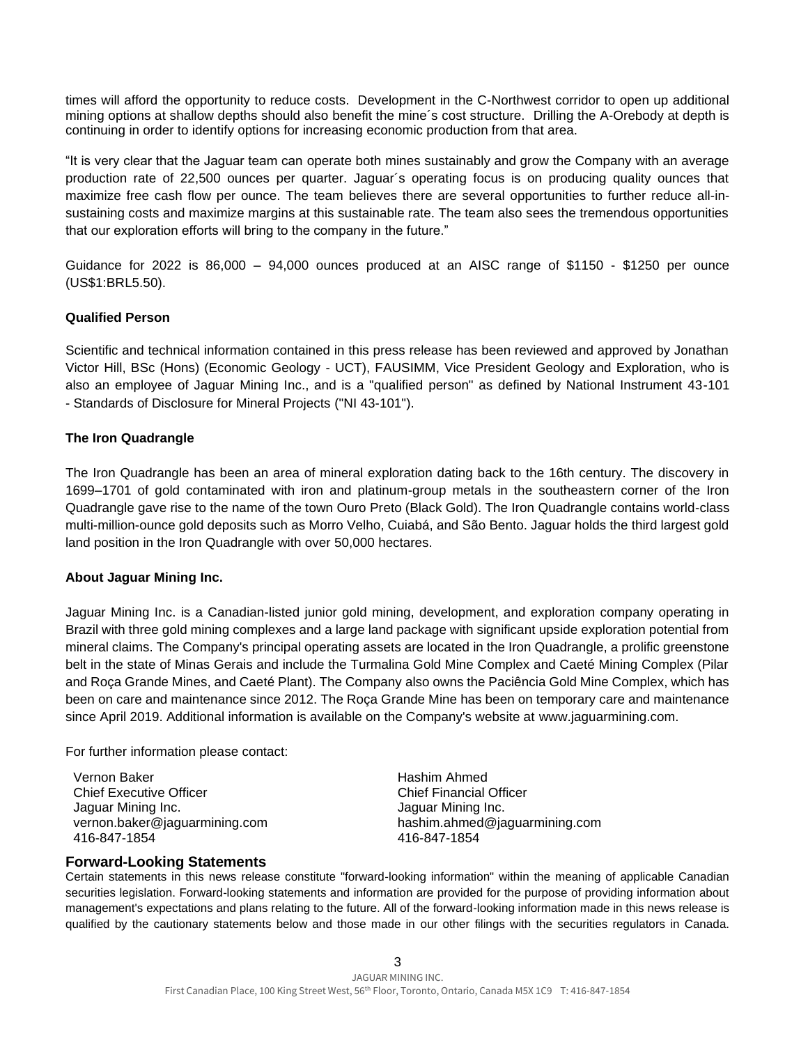times will afford the opportunity to reduce costs. Development in the C-Northwest corridor to open up additional mining options at shallow depths should also benefit the mine´s cost structure. Drilling the A-Orebody at depth is continuing in order to identify options for increasing economic production from that area.

"It is very clear that the Jaguar team can operate both mines sustainably and grow the Company with an average production rate of 22,500 ounces per quarter. Jaguar´s operating focus is on producing quality ounces that maximize free cash flow per ounce. The team believes there are several opportunities to further reduce all-in-sustaining costs and maximize margins at this sustainable rate. The team also sees the tremendous opportunities that our exploration efforts will bring to the company in the future."

Guidance for 2022 is 86,000 – 94,000 ounces produced at an AISC range of $1150 - $1250 per ounce (US$1:BRL5.50).

**Qualified Person**

Scientific and technical information contained in this press release has been reviewed and approved by Jonathan Victor Hill, BSc (Hons) (Economic Geology - UCT), FAUSIMM, Vice President Geology and Exploration, who is also an employee of Jaguar Mining Inc., and is a "qualified person" as defined by National Instrument 43-101 - Standards of Disclosure for Mineral Projects ("NI 43-101").

**The Iron Quadrangle**

The Iron Quadrangle has been an area of mineral exploration dating back to the 16th century. The discovery in 1699–1701 of gold contaminated with iron and platinum-group metals in the southeastern corner of the Iron Quadrangle gave rise to the name of the town Ouro Preto (Black Gold). The Iron Quadrangle contains world-class multi-million-ounce gold deposits such as Morro Velho, Cuiabá, and São Bento. Jaguar holds the third largest gold land position in the Iron Quadrangle with over 50,000 hectares.

**About Jaguar Mining Inc.**

Jaguar Mining Inc. is a Canadian-listed junior gold mining, development, and exploration company operating in Brazil with three gold mining complexes and a large land package with significant upside exploration potential from mineral claims. The Company's principal operating assets are located in the Iron Quadrangle, a prolific greenstone belt in the state of Minas Gerais and include the Turmalina Gold Mine Complex and Caeté Mining Complex (Pilar and Roça Grande Mines, and Caeté Plant). The Company also owns the Paciência Gold Mine Complex, which has been on care and maintenance since 2012. The Roça Grande Mine has been on temporary care and maintenance since April 2019. Additional information is available on the Company's website at www.jaguarmining.com.

For further information please contact:

Vernon Baker
Chief Executive Officer
Jaguar Mining Inc.
vernon.baker@jaguarmining.com
416-847-1854

Hashim Ahmed
Chief Financial Officer
Jaguar Mining Inc.
hashim.ahmed@jaguarmining.com
416-847-1854

## Forward-Looking Statements

Certain statements in this news release constitute "forward-looking information" within the meaning of applicable Canadian securities legislation. Forward-looking statements and information are provided for the purpose of providing information about management's expectations and plans relating to the future. All of the forward-looking information made in this news release is qualified by the cautionary statements below and those made in our other filings with the securities regulators in Canada.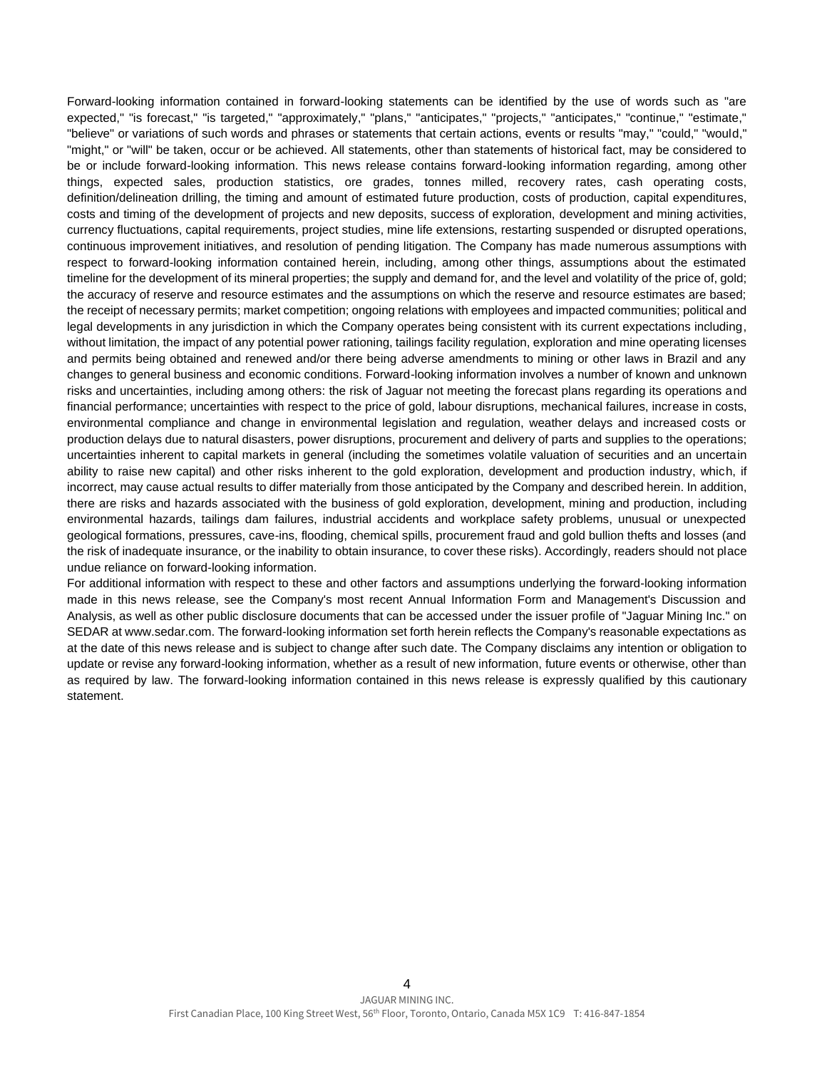Forward-looking information contained in forward-looking statements can be identified by the use of words such as "are expected," "is forecast," "is targeted," "approximately," "plans," "anticipates," "projects," "anticipates," "continue," "estimate," "believe" or variations of such words and phrases or statements that certain actions, events or results "may," "could," "would," "might," or "will" be taken, occur or be achieved. All statements, other than statements of historical fact, may be considered to be or include forward-looking information. This news release contains forward-looking information regarding, among other things, expected sales, production statistics, ore grades, tonnes milled, recovery rates, cash operating costs, definition/delineation drilling, the timing and amount of estimated future production, costs of production, capital expenditures, costs and timing of the development of projects and new deposits, success of exploration, development and mining activities, currency fluctuations, capital requirements, project studies, mine life extensions, restarting suspended or disrupted operations, continuous improvement initiatives, and resolution of pending litigation. The Company has made numerous assumptions with respect to forward-looking information contained herein, including, among other things, assumptions about the estimated timeline for the development of its mineral properties; the supply and demand for, and the level and volatility of the price of, gold; the accuracy of reserve and resource estimates and the assumptions on which the reserve and resource estimates are based; the receipt of necessary permits; market competition; ongoing relations with employees and impacted communities; political and legal developments in any jurisdiction in which the Company operates being consistent with its current expectations including, without limitation, the impact of any potential power rationing, tailings facility regulation, exploration and mine operating licenses and permits being obtained and renewed and/or there being adverse amendments to mining or other laws in Brazil and any changes to general business and economic conditions. Forward-looking information involves a number of known and unknown risks and uncertainties, including among others: the risk of Jaguar not meeting the forecast plans regarding its operations and financial performance; uncertainties with respect to the price of gold, labour disruptions, mechanical failures, increase in costs, environmental compliance and change in environmental legislation and regulation, weather delays and increased costs or production delays due to natural disasters, power disruptions, procurement and delivery of parts and supplies to the operations; uncertainties inherent to capital markets in general (including the sometimes volatile valuation of securities and an uncertain ability to raise new capital) and other risks inherent to the gold exploration, development and production industry, which, if incorrect, may cause actual results to differ materially from those anticipated by the Company and described herein. In addition, there are risks and hazards associated with the business of gold exploration, development, mining and production, including environmental hazards, tailings dam failures, industrial accidents and workplace safety problems, unusual or unexpected geological formations, pressures, cave-ins, flooding, chemical spills, procurement fraud and gold bullion thefts and losses (and the risk of inadequate insurance, or the inability to obtain insurance, to cover these risks). Accordingly, readers should not place undue reliance on forward-looking information.

For additional information with respect to these and other factors and assumptions underlying the forward-looking information made in this news release, see the Company's most recent Annual Information Form and Management's Discussion and Analysis, as well as other public disclosure documents that can be accessed under the issuer profile of "Jaguar Mining Inc." on SEDAR at www.sedar.com. The forward-looking information set forth herein reflects the Company's reasonable expectations as at the date of this news release and is subject to change after such date. The Company disclaims any intention or obligation to update or revise any forward-looking information, whether as a result of new information, future events or otherwise, other than as required by law. The forward-looking information contained in this news release is expressly qualified by this cautionary statement.